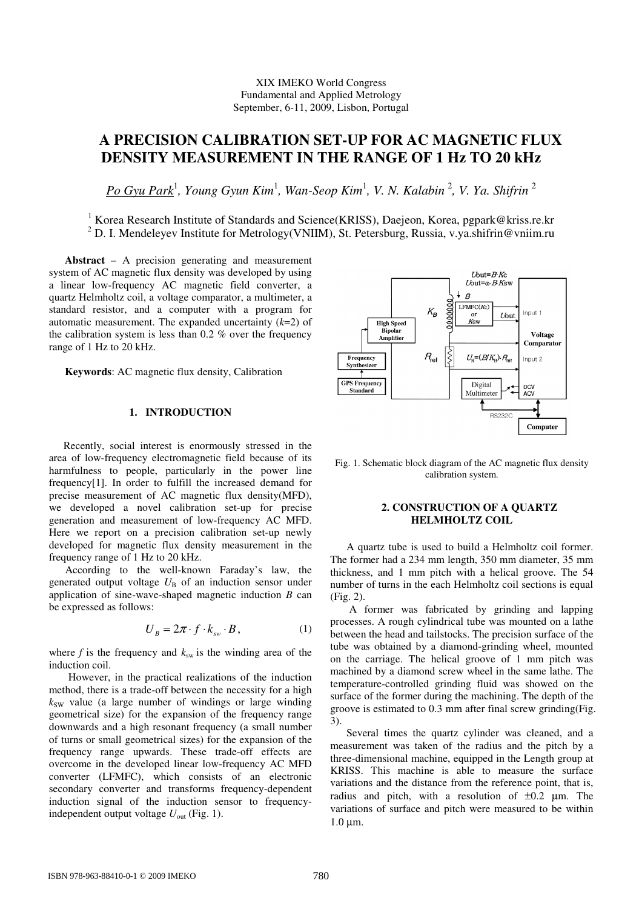XIX IMEKO World Congress
Fundamental and Applied Metrology
September, 6-11, 2009, Lisbon, Portugal

# A PRECISION CALIBRATION SET-UP FOR AC MAGNETIC FLUX DENSITY MEASUREMENT IN THE RANGE OF 1 Hz TO 20 kHz

*Po Gyu Park*[1], *Young Gyun Kim*[1], *Wan-Seop Kim*[1], *V. N. Kalabin*[2], *V. Ya. Shifrin*[2]

[1] Korea Research Institute of Standards and Science(KRISS), Daejeon, Korea, pgpark@kriss.re.kr
[2] D. I. Mendeleyev Institute for Metrology(VNIIM), St. Petersburg, Russia, v.ya.shifrin@vniim.ru

**Abstract** – A precision generating and measurement system of AC magnetic flux density was developed by using a linear low-frequency AC magnetic field converter, a quartz Helmholtz coil, a voltage comparator, a multimeter, a standard resistor, and a computer with a program for automatic measurement. The expanded uncertainty ($k$=2) of the calibration system is less than 0.2 % over the frequency range of 1 Hz to 20 kHz.

**Keywords**: AC magnetic flux density, Calibration

## 1. INTRODUCTION

Recently, social interest is enormously stressed in the area of low-frequency electromagnetic field because of its harmfulness to people, particularly in the power line frequency[1]. In order to fulfill the increased demand for precise measurement of AC magnetic flux density(MFD), we developed a novel calibration set-up for precise generation and measurement of low-frequency AC MFD. Here we report on a precision calibration set-up newly developed for magnetic flux density measurement in the frequency range of 1 Hz to 20 kHz.

According to the well-known Faraday's law, the generated output voltage $U_B$ of an induction sensor under application of sine-wave-shaped magnetic induction $B$ can be expressed as follows:

$$U_B = 2\pi \cdot f \cdot k_{sw} \cdot B, \tag{1}$$

where $f$ is the frequency and $k_{sw}$ is the winding area of the induction coil.

However, in the practical realizations of the induction method, there is a trade-off between the necessity for a high $k_{SW}$ value (a large number of windings or large winding geometrical size) for the expansion of the frequency range downwards and a high resonant frequency (a small number of turns or small geometrical sizes) for the expansion of the frequency range upwards. These trade-off effects are overcome in the developed linear low-frequency AC MFD converter (LFMFC), which consists of an electronic secondary converter and transforms frequency-dependent induction signal of the induction sensor to frequency-independent output voltage $U_{out}$ (Fig. 1).

Fig. 1. Schematic block diagram of the AC magnetic flux density calibration system.

## 2. CONSTRUCTION OF A QUARTZ HELMHOLTZ COIL

A quartz tube is used to build a Helmholtz coil former. The former had a 234 mm length, 350 mm diameter, 35 mm thickness, and 1 mm pitch with a helical groove. The 54 number of turns in the each Helmholtz coil sections is equal (Fig. 2).

A former was fabricated by grinding and lapping processes. A rough cylindrical tube was mounted on a lathe between the head and tailstocks. The precision surface of the tube was obtained by a diamond-grinding wheel, mounted on the carriage. The helical groove of 1 mm pitch was machined by a diamond screw wheel in the same lathe. The temperature-controlled grinding fluid was showed on the surface of the former during the machining. The depth of the groove is estimated to 0.3 mm after final screw grinding(Fig. 3).

Several times the quartz cylinder was cleaned, and a measurement was taken of the radius and the pitch by a three-dimensional machine, equipped in the Length group at KRISS. This machine is able to measure the surface variations and the distance from the reference point, that is, radius and pitch, with a resolution of ±0.2 μm. The variations of surface and pitch were measured to be within 1.0 μm.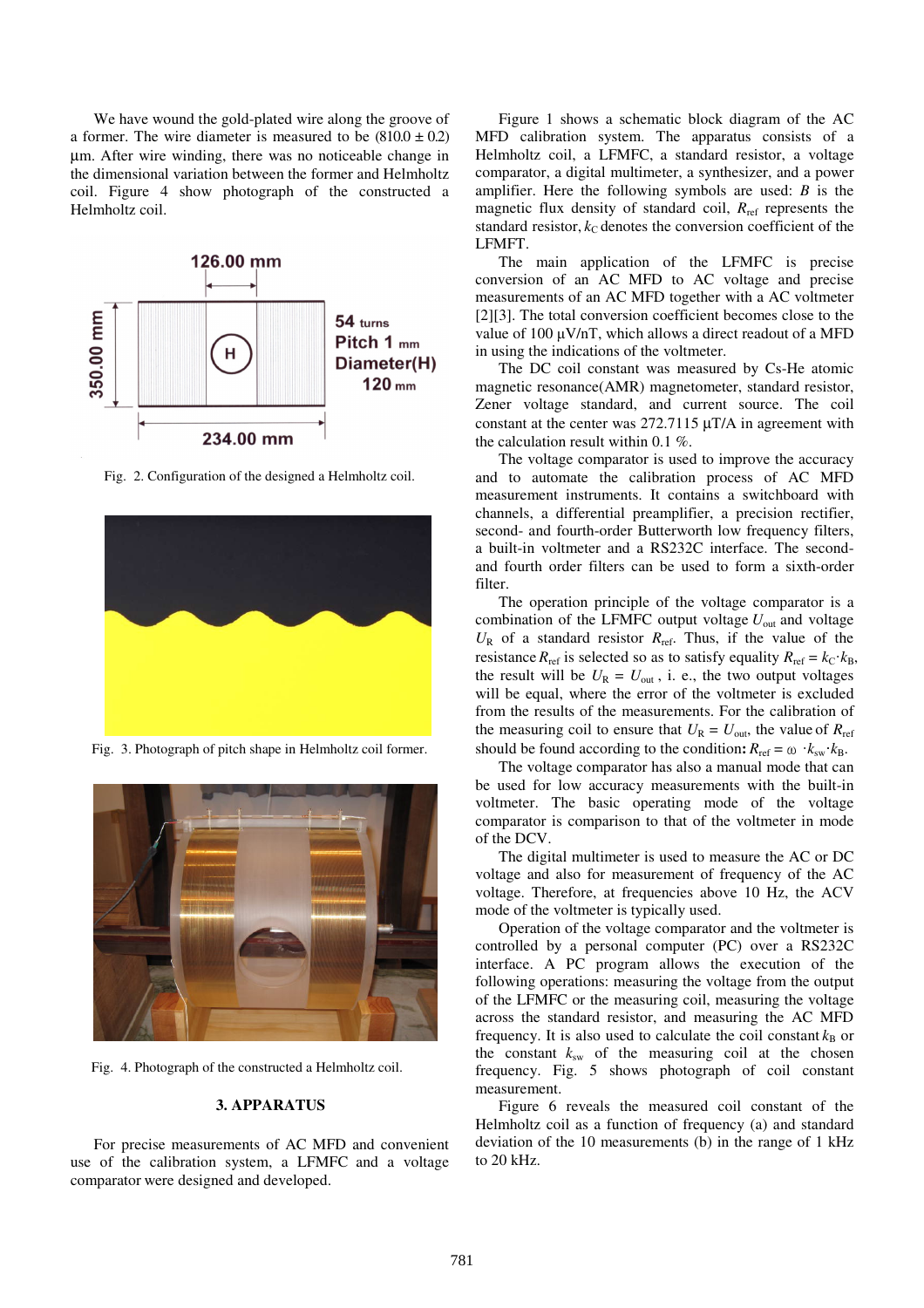We have wound the gold-plated wire along the groove of a former. The wire diameter is measured to be (810.0 ± 0.2) μm. After wire winding, there was no noticeable change in the dimensional variation between the former and Helmholtz coil. Figure 4 show photograph of the constructed a Helmholtz coil.

Fig. 2. Configuration of the designed a Helmholtz coil.

Fig. 3. Photograph of pitch shape in Helmholtz coil former.

Fig. 4. Photograph of the constructed a Helmholtz coil.

## 3. APPARATUS

For precise measurements of AC MFD and convenient use of the calibration system, a LFMFC and a voltage comparator were designed and developed.

Figure 1 shows a schematic block diagram of the AC MFD calibration system. The apparatus consists of a Helmholtz coil, a LFMFC, a standard resistor, a voltage comparator, a digital multimeter, a synthesizer, and a power amplifier. Here the following symbols are used: $B$ is the magnetic flux density of standard coil, $R_{\text{ref}}$ represents the standard resistor, $k_{\text{C}}$ denotes the conversion coefficient of the LFMFT.

The main application of the LFMFC is precise conversion of an AC MFD to AC voltage and precise measurements of an AC MFD together with a AC voltmeter [2][3]. The total conversion coefficient becomes close to the value of 100 μV/nT, which allows a direct readout of a MFD in using the indications of the voltmeter.

The DC coil constant was measured by Cs-He atomic magnetic resonance(AMR) magnetometer, standard resistor, Zener voltage standard, and current source. The coil constant at the center was 272.7115 μT/A in agreement with the calculation result within 0.1 %.

The voltage comparator is used to improve the accuracy and to automate the calibration process of AC MFD measurement instruments. It contains a switchboard with channels, a differential preamplifier, a precision rectifier, second- and fourth-order Butterworth low frequency filters, a built-in voltmeter and a RS232C interface. The second- and fourth order filters can be used to form a sixth-order filter.

The operation principle of the voltage comparator is a combination of the LFMFC output voltage $U_{\text{out}}$ and voltage $U_{\text{R}}$ of a standard resistor $R_{\text{ref}}$. Thus, if the value of the resistance $R_{\text{ref}}$ is selected so as to satisfy equality $R_{\text{ref}} = k_{\text{C}} \cdot k_{\text{B}}$, the result will be $U_{\text{R}} = U_{\text{out}}$, i. e., the two output voltages will be equal, where the error of the voltmeter is excluded from the results of the measurements. For the calibration of the measuring coil to ensure that $U_{\text{R}} = U_{\text{out}}$, the value of $R_{\text{ref}}$ should be found according to the condition: $R_{\text{ref}} = \omega \cdot k_{\text{sw}} \cdot k_{\text{B}}$.

The voltage comparator has also a manual mode that can be used for low accuracy measurements with the built-in voltmeter. The basic operating mode of the voltage comparator is comparison to that of the voltmeter in mode of the DCV.

The digital multimeter is used to measure the AC or DC voltage and also for measurement of frequency of the AC voltage. Therefore, at frequencies above 10 Hz, the ACV mode of the voltmeter is typically used.

Operation of the voltage comparator and the voltmeter is controlled by a personal computer (PC) over a RS232C interface. A PC program allows the execution of the following operations: measuring the voltage from the output of the LFMFC or the measuring coil, measuring the voltage across the standard resistor, and measuring the AC MFD frequency. It is also used to calculate the coil constant $k_{\text{B}}$ or the constant $k_{\text{sw}}$ of the measuring coil at the chosen frequency. Fig. 5 shows photograph of coil constant measurement.

Figure 6 reveals the measured coil constant of the Helmholtz coil as a function of frequency (a) and standard deviation of the 10 measurements (b) in the range of 1 kHz to 20 kHz.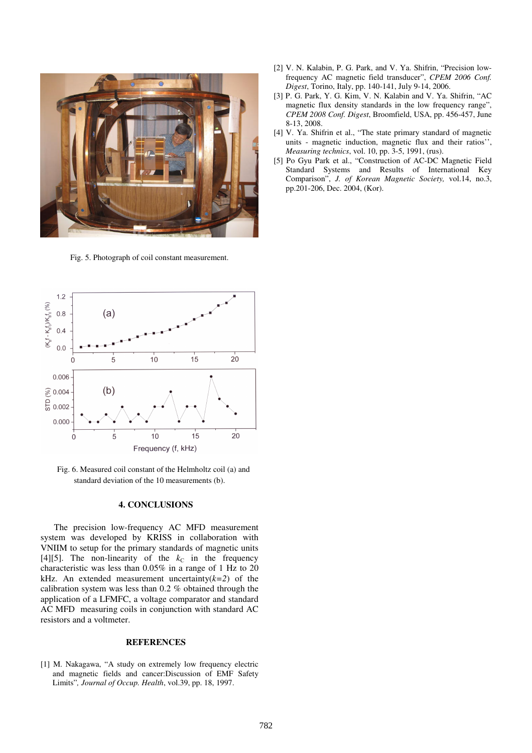Fig. 5. Photograph of coil constant measurement.

1.2
0.8
0.4
0.0
$(K_B f - K_{B0} f_0)/K_{B0} f_0$ (%)
(a)
0
5
10
15
20

0.006
0.004
0.002
0.000
STD (%)
(b)
0
5
10
15
20
Frequency (f, kHz)

Fig. 6. Measured coil constant of the Helmholtz coil (a) and standard deviation of the 10 measurements (b).

## 4. CONCLUSIONS

The precision low-frequency AC MFD measurement system was developed by KRISS in collaboration with VNIIM to setup for the primary standards of magnetic units [4][5]. The non-linearity of the $k_C$ in the frequency characteristic was less than 0.05% in a range of 1 Hz to 20 kHz. An extended measurement uncertainty($k=2$) of the calibration system was less than 0.2 % obtained through the application of a LFMFC, a voltage comparator and standard AC MFD measuring coils in conjunction with standard AC resistors and a voltmeter.

## REFERENCES

[1] M. Nakagawa, "A study on extremely low frequency electric and magnetic fields and cancer:Discussion of EMF Safety Limits", *Journal of Occup. Health*, vol.39, pp. 18, 1997.

[2] V. N. Kalabin, P. G. Park, and V. Ya. Shifrin, "Precision low-frequency AC magnetic field transducer", *CPEM 2006 Conf. Digest*, Torino, Italy, pp. 140-141, July 9-14, 2006.

[3] P. G. Park, Y. G. Kim, V. N. Kalabin and V. Ya. Shifrin, "AC magnetic flux density standards in the low frequency range", *CPEM 2008 Conf. Digest*, Broomfield, USA, pp. 456-457, June 8-13, 2008.

[4] V. Ya. Shifrin et al., "The state primary standard of magnetic units - magnetic induction, magnetic flux and their ratios'', *Measuring technics*, vol. 10, pp. 3-5, 1991, (rus).

[5] Po Gyu Park et al., "Construction of AC-DC Magnetic Field Standard Systems and Results of International Key Comparison", *J. of Korean Magnetic Society,* vol.14, no.3, pp.201-206, Dec. 2004, (Kor).